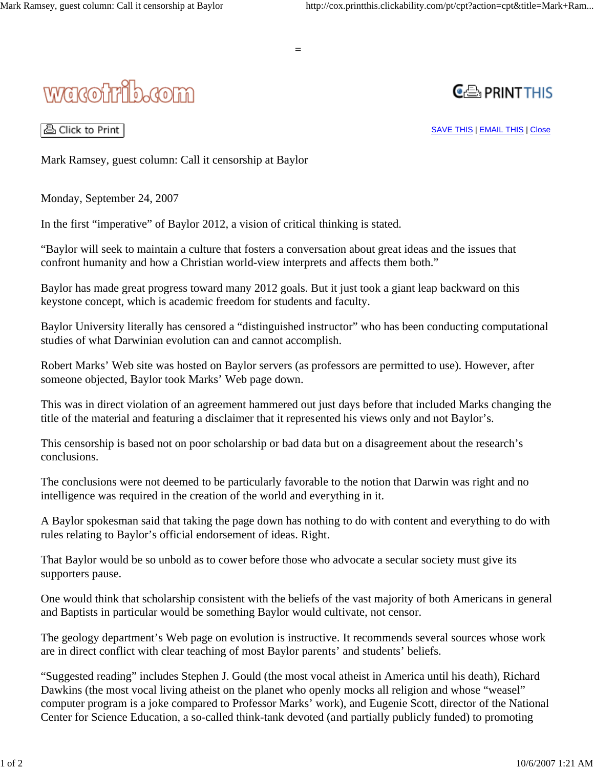wacotrib.com

Mark Ramsey, guest column: Call it censorship at Baylor

Monday, September 24, 2007

In the first "imperative" of Baylor 2012, a vision of critical thinking is stated.

"Baylor will seek to maintain a culture that fosters a conversation about great ideas and the issues that confront humanity and how a Christian world-view interprets and affects them both."

Baylor has made great progress toward many 2012 goals. But it just took a giant leap backward on this keystone concept, which is academic freedom for students and faculty.

Baylor University literally has censored a "distinguished instructor" who has been conducting computational studies of what Darwinian evolution can and cannot accomplish.

Robert Marks' Web site was hosted on Baylor servers (as professors are permitted to use). However, after someone objected, Baylor took Marks' Web page down.

This was in direct violation of an agreement hammered out just days before that included Marks changing the title of the material and featuring a disclaimer that it represented his views only and not Baylor's.

This censorship is based not on poor scholarship or bad data but on a disagreement about the research's conclusions.

The conclusions were not deemed to be particularly favorable to the notion that Darwin was right and no intelligence was required in the creation of the world and everything in it.

A Baylor spokesman said that taking the page down has nothing to do with content and everything to do with rules relating to Baylor's official endorsement of ideas. Right.

That Baylor would be so unbold as to cower before those who advocate a secular society must give its supporters pause.

One would think that scholarship consistent with the beliefs of the vast majority of both Americans in general and Baptists in particular would be something Baylor would cultivate, not censor.

The geology department's Web page on evolution is instructive. It recommends several sources whose work are in direct conflict with clear teaching of most Baylor parents' and students' beliefs.

"Suggested reading" includes Stephen J. Gould (the most vocal atheist in America until his death), Richard Dawkins (the most vocal living atheist on the planet who openly mocks all religion and whose "weasel" computer program is a joke compared to Professor Marks' work), and Eugenie Scott, director of the National Center for Science Education, a so-called think-tank devoted (and partially publicly funded) to promoting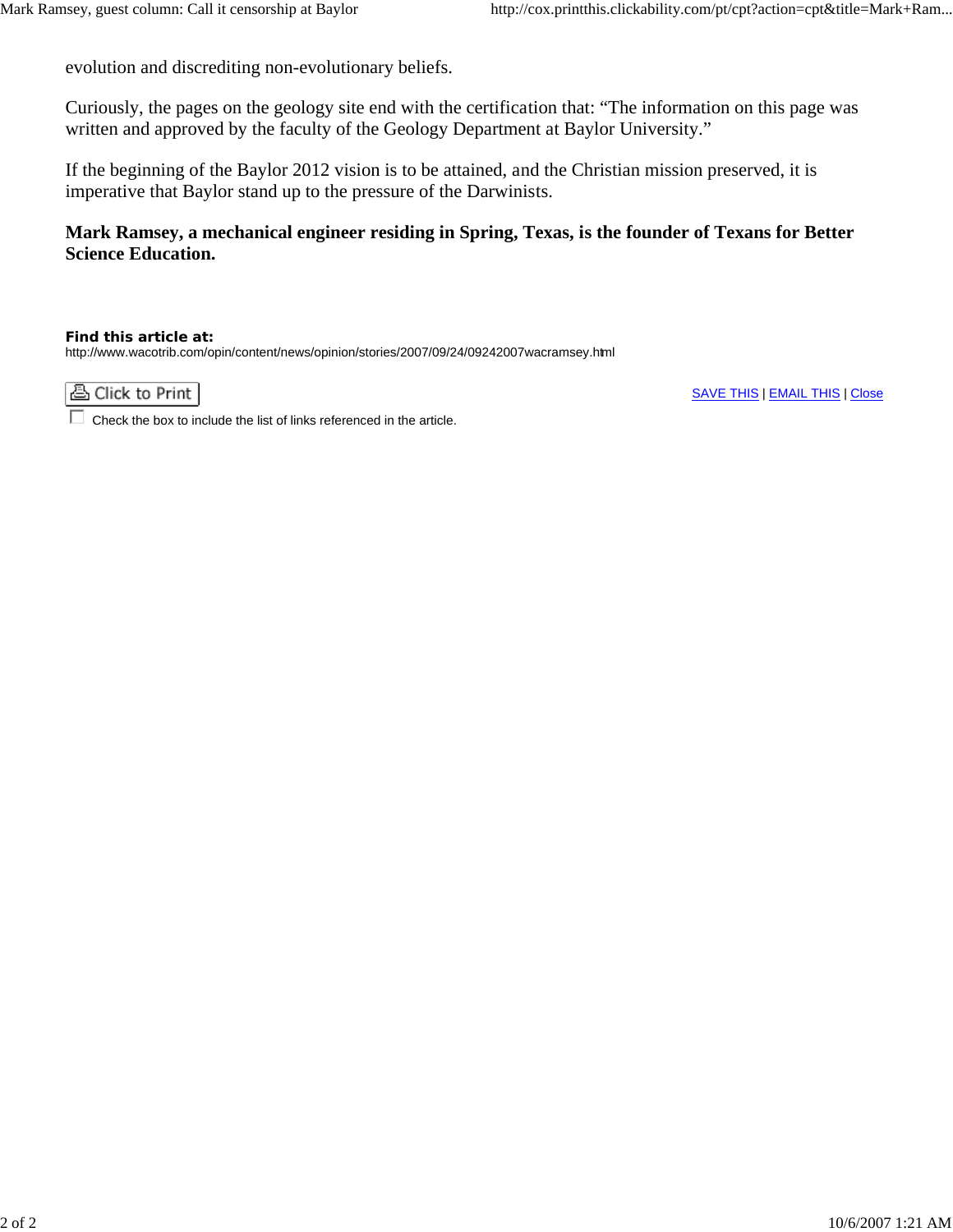evolution and discrediting non-evolutionary beliefs.

Curiously, the pages on the geology site end with the certification that: “The information on this page was written and approved by the faculty of the Geology Department at Baylor University.”

If the beginning of the Baylor 2012 vision is to be attained, and the Christian mission preserved, it is imperative that Baylor stand up to the pressure of the Darwinists.

**Mark Ramsey, a mechanical engineer residing in Spring, Texas, is the founder of Texans for Better Science Education.**

**Find this article at:**
http://www.wacotrib.com/opin/content/news/opinion/stories/2007/09/24/09242007wacramsey.html

Click to Print

SAVE THIS | EMAIL THIS | Close

Check the box to include the list of links referenced in the article.